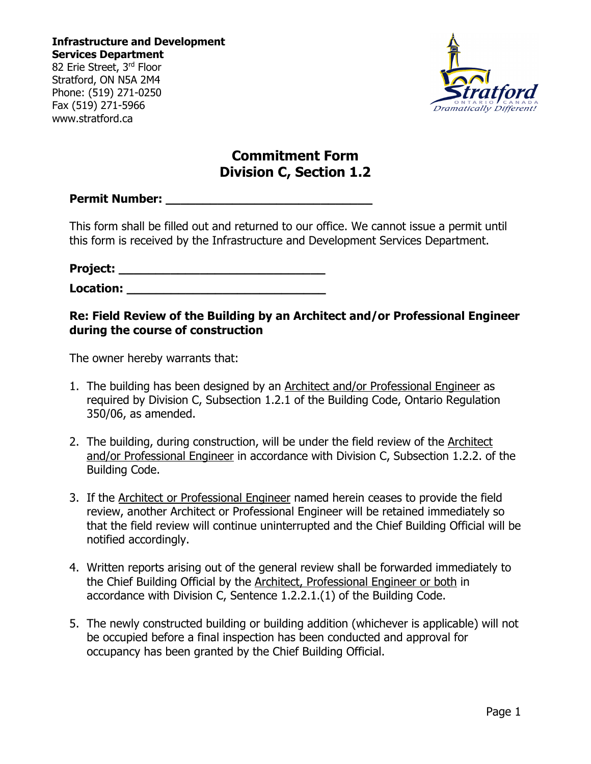**Infrastructure and Development Services Department**
82 Erie Street, 3rd Floor
Stratford, ON N5A 2M4
Phone: (519) 271-0250
Fax (519) 271-5966
www.stratford.ca

# Commitment Form
## Division C, Section 1.2

**Permit Number: ____________________________**

This form shall be filled out and returned to our office. We cannot issue a permit until this form is received by the Infrastructure and Development Services Department.

**Project: ____________________________**

**Location: ____________________________**

**Re: Field Review of the Building by an Architect and/or Professional Engineer during the course of construction**

The owner hereby warrants that:

1. The building has been designed by an Architect and/or Professional Engineer as required by Division C, Subsection 1.2.1 of the Building Code, Ontario Regulation 350/06, as amended.

2. The building, during construction, will be under the field review of the Architect and/or Professional Engineer in accordance with Division C, Subsection 1.2.2. of the Building Code.

3. If the Architect or Professional Engineer named herein ceases to provide the field review, another Architect or Professional Engineer will be retained immediately so that the field review will continue uninterrupted and the Chief Building Official will be notified accordingly.

4. Written reports arising out of the general review shall be forwarded immediately to the Chief Building Official by the Architect, Professional Engineer or both in accordance with Division C, Sentence 1.2.2.1.(1) of the Building Code.

5. The newly constructed building or building addition (whichever is applicable) will not be occupied before a final inspection has been conducted and approval for occupancy has been granted by the Chief Building Official.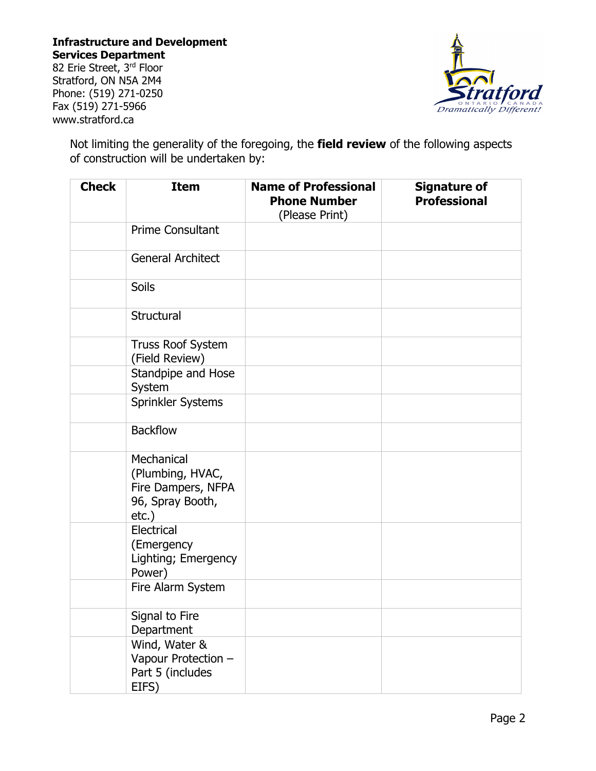**Infrastructure and Development Services Department**
82 Erie Street, 3rd Floor
Stratford, ON N5A 2M4
Phone: (519) 271-0250
Fax (519) 271-5966
www.stratford.ca

Not limiting the generality of the foregoing, the **field review** of the following aspects of construction will be undertaken by:

| Check | Item | Name of Professional Phone Number (Please Print) | Signature of Professional |
|---|---|---|---|
| | Prime Consultant | | |
| | General Architect | | |
| | Soils | | |
| | Structural | | |
| | Truss Roof System (Field Review) | | |
| | Standpipe and Hose System | | |
| | Sprinkler Systems | | |
| | Backflow | | |
| | Mechanical (Plumbing, HVAC, Fire Dampers, NFPA 96, Spray Booth, etc.) | | |
| | Electrical (Emergency Lighting; Emergency Power) | | |
| | Fire Alarm System | | |
| | Signal to Fire Department | | |
| | Wind, Water & Vapour Protection – Part 5 (includes EIFS) | | |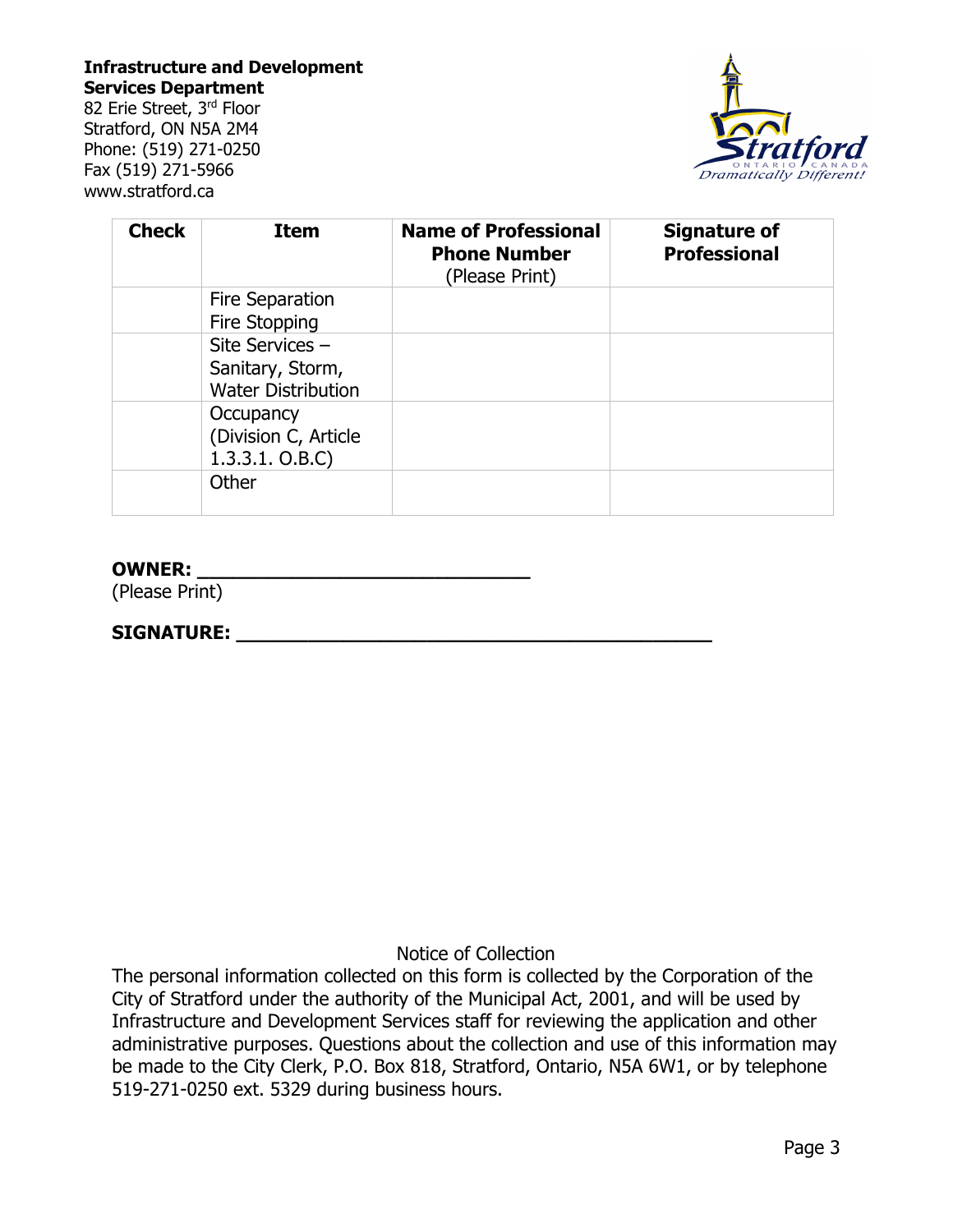**Infrastructure and Development Services Department**
82 Erie Street, 3rd Floor
Stratford, ON N5A 2M4
Phone: (519) 271-0250
Fax (519) 271-5966
www.stratford.ca

| Check | Item | Name of Professional Phone Number (Please Print) | Signature of Professional |
|---|---|---|---|
| | Fire Separation Fire Stopping | | |
| | Site Services – Sanitary, Storm, Water Distribution | | |
| | Occupancy (Division C, Article 1.3.3.1. O.B.C) | | |
| | Other | | |

**OWNER: ____________________________**
(Please Print)

**SIGNATURE: ________________________________________**

Notice of Collection

The personal information collected on this form is collected by the Corporation of the City of Stratford under the authority of the Municipal Act, 2001, and will be used by Infrastructure and Development Services staff for reviewing the application and other administrative purposes. Questions about the collection and use of this information may be made to the City Clerk, P.O. Box 818, Stratford, Ontario, N5A 6W1, or by telephone 519-271-0250 ext. 5329 during business hours.